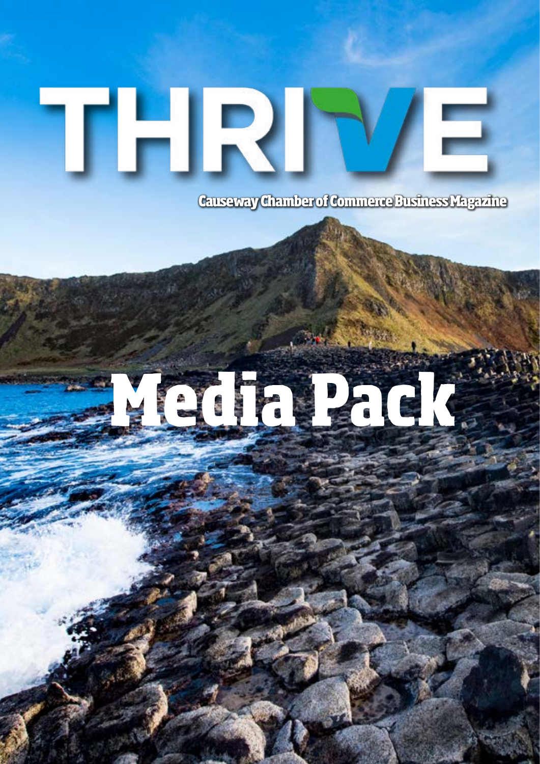# THRIVE

Causeway Chamber of Commerce Business Magazine

# Media Pack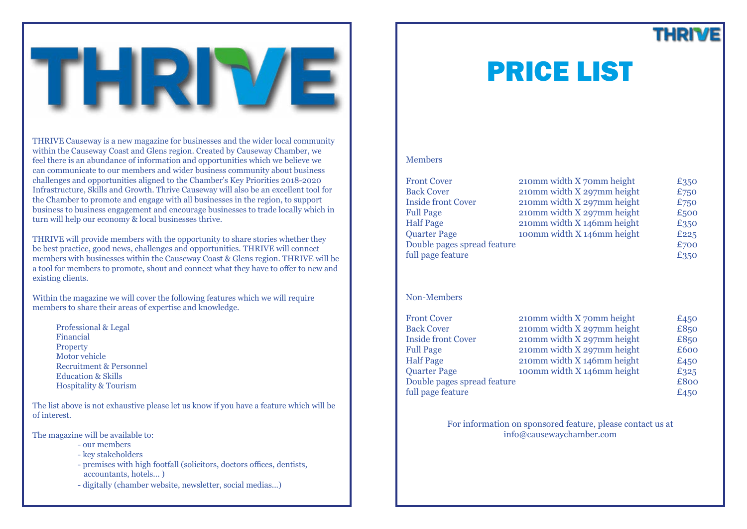# THRIVE

THRIVE Causeway is a new magazine for businesses and the wider local community within the Causeway Coast and Glens region. Created by Causeway Chamber, we feel there is an abundance of information and opportunities which we believe we can communicate to our members and wider business community about business challenges and opportunities aligned to the Chamber's Key Priorities 2018-2020 Infrastructure, Skills and Growth. Thrive Causeway will also be an excellent tool for the Chamber to promote and engage with all businesses in the region, to support business to business engagement and encourage businesses to trade locally which in turn will help our economy & local businesses thrive.

THRIVE will provide members with the opportunity to share stories whether they be best practice, good news, challenges and opportunities. THRIVE will connect members with businesses within the Causeway Coast & Glens region. THRIVE will be a tool for members to promote, shout and connect what they have to offer to new and existing clients.

Within the magazine we will cover the following features which we will require members to share their areas of expertise and knowledge.

- Professional & Legal
- Financial
- Property
- Motor vehicle
- Recruitment & Personnel
- Education & Skills
- Hospitality & Tourism

The list above is not exhaustive please let us know if you have a feature which will be of interest.

The magazine will be available to:

- our members
- key stakeholders
- premises with high footfall (solicitors, doctors offices, dentists, accountants, hotels... )
- digitally (chamber website, newsletter, social medias...)

# PRICE LIST

Members

| | | |
|---|---|---|
| Front Cover | 210mm width X 70mm height | £350 |
| Back Cover | 210mm width X 297mm height | £750 |
| Inside front Cover | 210mm width X 297mm height | £750 |
| Full Page | 210mm width X 297mm height | £500 |
| Half Page | 210mm width X 146mm height | £350 |
| Quarter Page | 100mm width X 146mm height | £225 |
| Double pages spread feature | | £700 |
| full page feature | | £350 |

Non-Members

| | | |
|---|---|---|
| Front Cover | 210mm width X 70mm height | £450 |
| Back Cover | 210mm width X 297mm height | £850 |
| Inside front Cover | 210mm width X 297mm height | £850 |
| Full Page | 210mm width X 297mm height | £600 |
| Half Page | 210mm width X 146mm height | £450 |
| Quarter Page | 100mm width X 146mm height | £325 |
| Double pages spread feature | | £800 |
| full page feature | | £450 |

For information on sponsored feature, please contact us at info@causewaychamber.com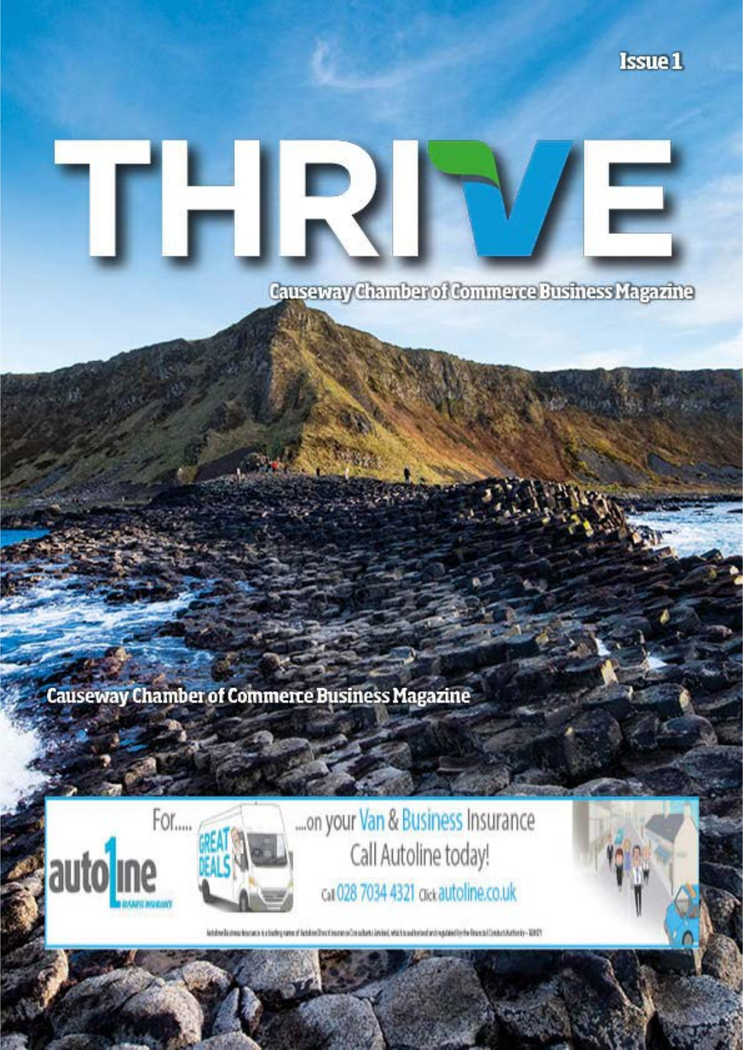Issue 1

# THRIVE

Causeway Chamber of Commerce Business Magazine

Causeway Chamber of Commerce Business Magazine

autoline

For..... GREAT DEALS ....on your Van & Business Insurance

Call Autoline today!

Call 028 7034 4321 Click autoline.co.uk